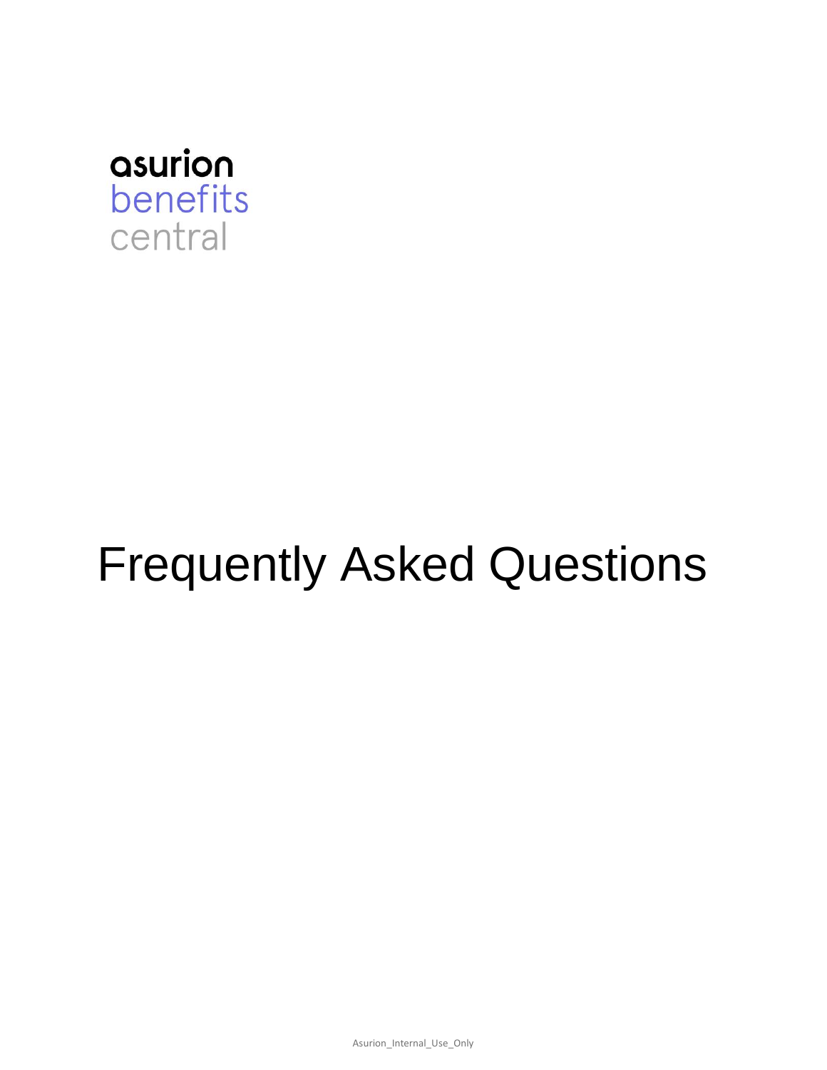asurion
benefits
central

# Frequently Asked Questions

Asurion_Internal_Use_Only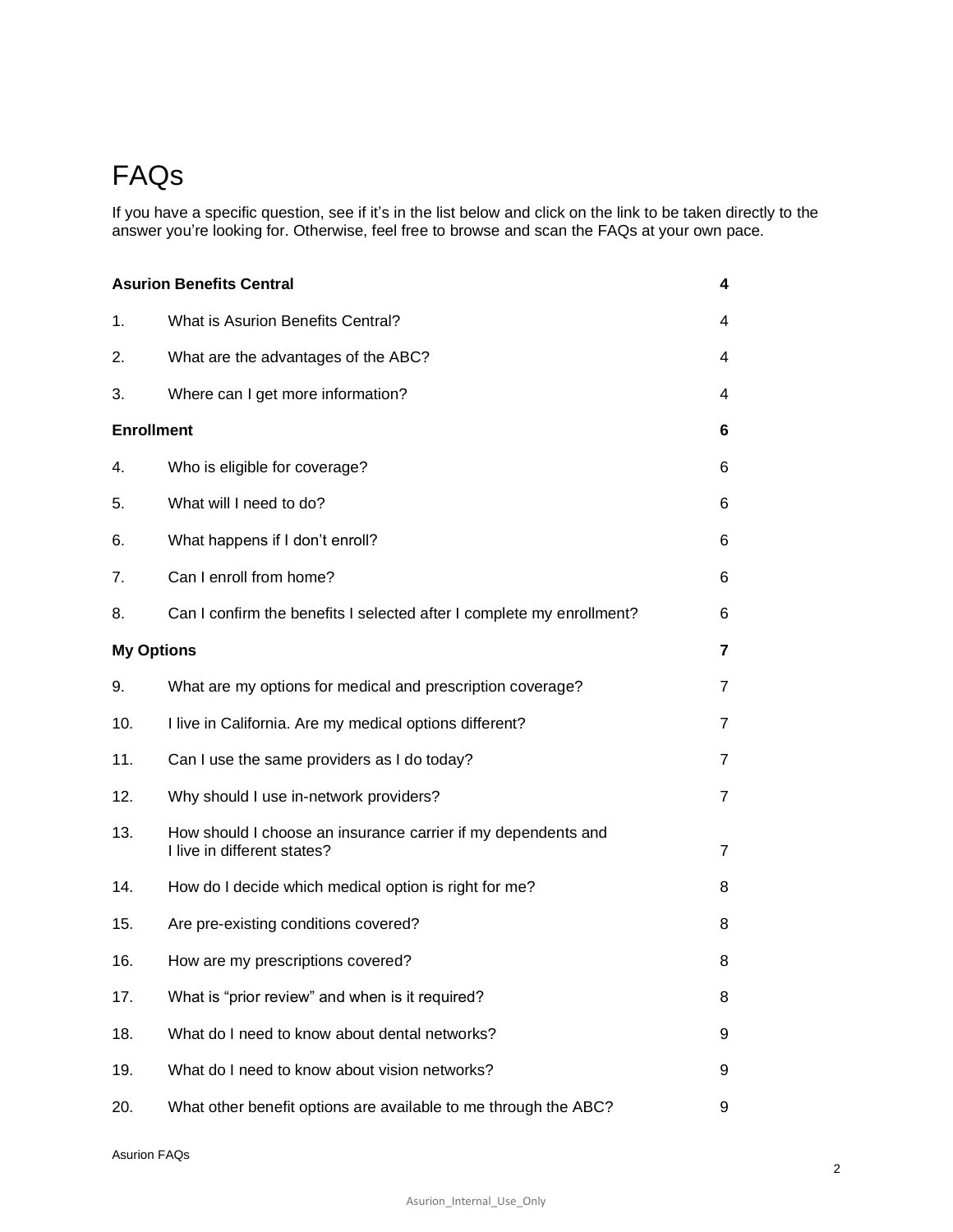# FAQs

If you have a specific question, see if it's in the list below and click on the link to be taken directly to the answer you're looking for. Otherwise, feel free to browse and scan the FAQs at your own pace.

| | | |
|---|---|---|
| **Asurion Benefits Central** | | **4** |
| 1. | What is Asurion Benefits Central? | 4 |
| 2. | What are the advantages of the ABC? | 4 |
| 3. | Where can I get more information? | 4 |
| **Enrollment** | | **6** |
| 4. | Who is eligible for coverage? | 6 |
| 5. | What will I need to do? | 6 |
| 6. | What happens if I don't enroll? | 6 |
| 7. | Can I enroll from home? | 6 |
| 8. | Can I confirm the benefits I selected after I complete my enrollment? | 6 |
| **My Options** | | **7** |
| 9. | What are my options for medical and prescription coverage? | 7 |
| 10. | I live in California. Are my medical options different? | 7 |
| 11. | Can I use the same providers as I do today? | 7 |
| 12. | Why should I use in-network providers? | 7 |
| 13. | How should I choose an insurance carrier if my dependents and I live in different states? | 7 |
| 14. | How do I decide which medical option is right for me? | 8 |
| 15. | Are pre-existing conditions covered? | 8 |
| 16. | How are my prescriptions covered? | 8 |
| 17. | What is "prior review" and when is it required? | 8 |
| 18. | What do I need to know about dental networks? | 9 |
| 19. | What do I need to know about vision networks? | 9 |
| 20. | What other benefit options are available to me through the ABC? | 9 |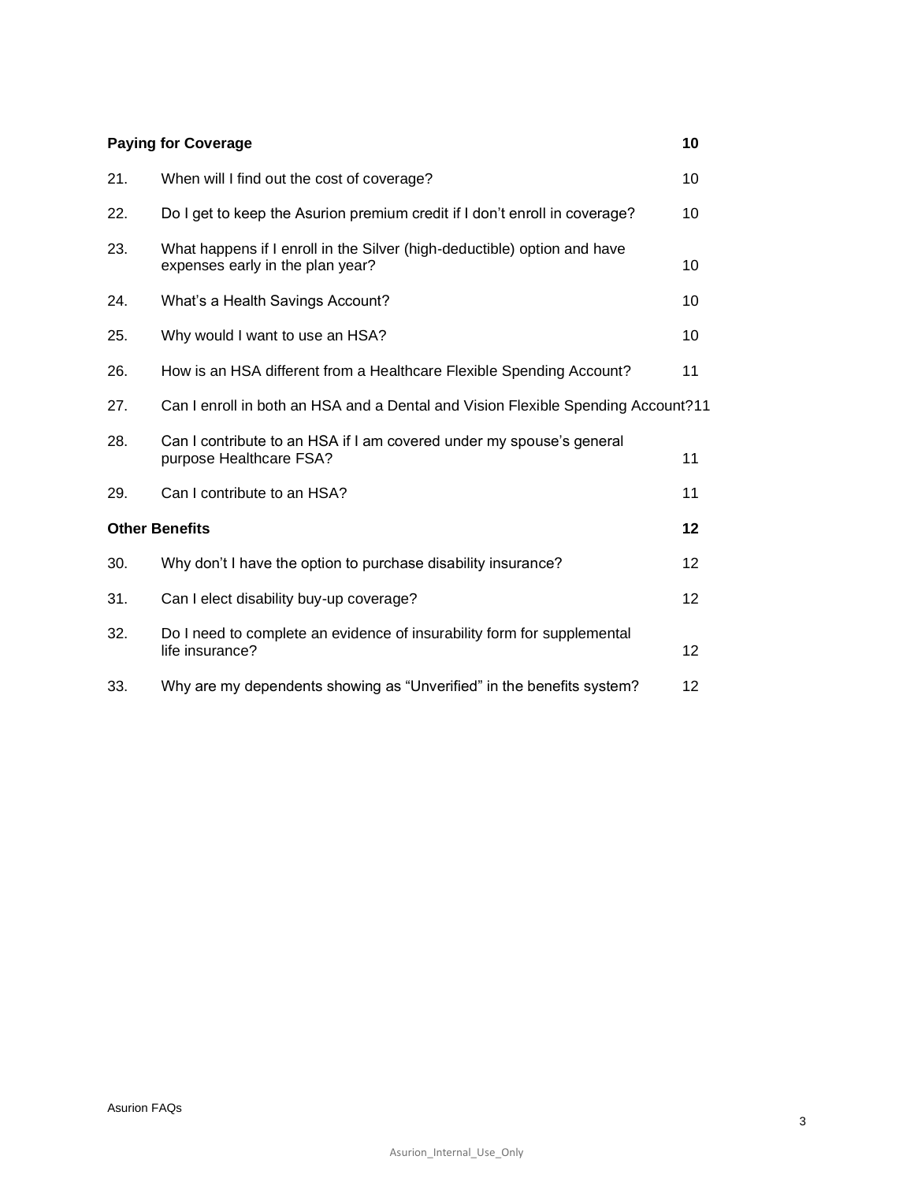| | | |
|---|---|---|
| **Paying for Coverage** | | **10** |
| 21. | When will I find out the cost of coverage? | 10 |
| 22. | Do I get to keep the Asurion premium credit if I don't enroll in coverage? | 10 |
| 23. | What happens if I enroll in the Silver (high-deductible) option and have expenses early in the plan year? | 10 |
| 24. | What's a Health Savings Account? | 10 |
| 25. | Why would I want to use an HSA? | 10 |
| 26. | How is an HSA different from a Healthcare Flexible Spending Account? | 11 |
| 27. | Can I enroll in both an HSA and a Dental and Vision Flexible Spending Account? | 11 |
| 28. | Can I contribute to an HSA if I am covered under my spouse's general purpose Healthcare FSA? | 11 |
| 29. | Can I contribute to an HSA? | 11 |
| **Other Benefits** | | **12** |
| 30. | Why don't I have the option to purchase disability insurance? | 12 |
| 31. | Can I elect disability buy-up coverage? | 12 |
| 32. | Do I need to complete an evidence of insurability form for supplemental life insurance? | 12 |
| 33. | Why are my dependents showing as "Unverified" in the benefits system? | 12 |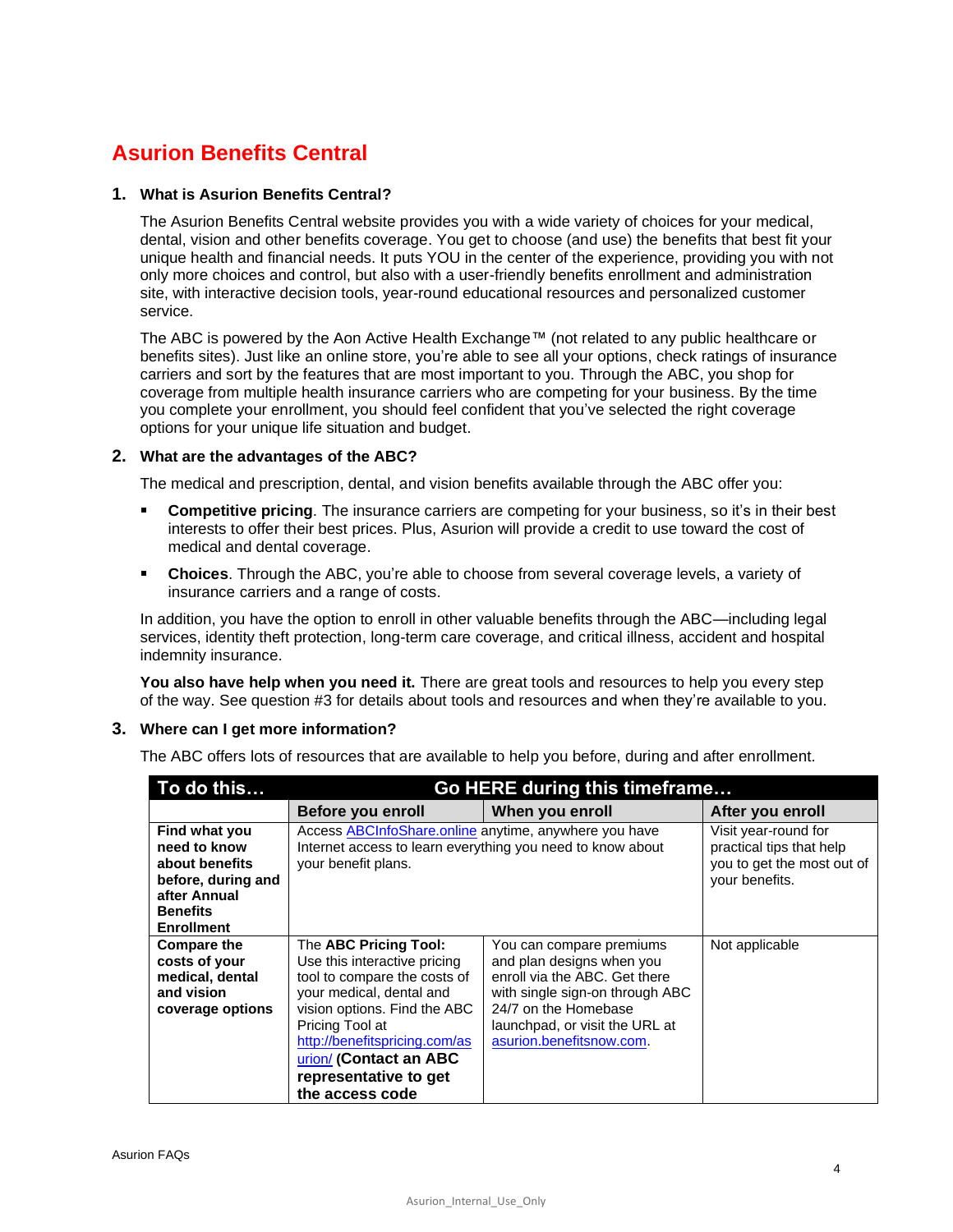# Asurion Benefits Central

## 1. What is Asurion Benefits Central?

The Asurion Benefits Central website provides you with a wide variety of choices for your medical, dental, vision and other benefits coverage. You get to choose (and use) the benefits that best fit your unique health and financial needs. It puts YOU in the center of the experience, providing you with not only more choices and control, but also with a user-friendly benefits enrollment and administration site, with interactive decision tools, year-round educational resources and personalized customer service.

The ABC is powered by the Aon Active Health Exchange™ (not related to any public healthcare or benefits sites). Just like an online store, you're able to see all your options, check ratings of insurance carriers and sort by the features that are most important to you. Through the ABC, you shop for coverage from multiple health insurance carriers who are competing for your business. By the time you complete your enrollment, you should feel confident that you've selected the right coverage options for your unique life situation and budget.

## 2. What are the advantages of the ABC?

The medical and prescription, dental, and vision benefits available through the ABC offer you:

- **Competitive pricing**. The insurance carriers are competing for your business, so it's in their best interests to offer their best prices. Plus, Asurion will provide a credit to use toward the cost of medical and dental coverage.
- **Choices**. Through the ABC, you're able to choose from several coverage levels, a variety of insurance carriers and a range of costs.

In addition, you have the option to enroll in other valuable benefits through the ABC—including legal services, identity theft protection, long-term care coverage, and critical illness, accident and hospital indemnity insurance.

**You also have help when you need it.** There are great tools and resources to help you every step of the way. See question #3 for details about tools and resources and when they're available to you.

## 3. Where can I get more information?

The ABC offers lots of resources that are available to help you before, during and after enrollment.

| To do this… | Go HERE during this timeframe… | | |
|---|---|---|---|
| | **Before you enroll** | **When you enroll** | **After you enroll** |
| **Find what you need to know about benefits before, during and after Annual Benefits Enrollment** | Access [ABCInfoShare.online](ABCInfoShare.online) anytime, anywhere you have Internet access to learn everything you need to know about your benefit plans. | | Visit year-round for practical tips that help you to get the most out of your benefits. |
| **Compare the costs of your medical, dental and vision coverage options** | The **ABC Pricing Tool:** Use this interactive pricing tool to compare the costs of your medical, dental and vision options. Find the ABC Pricing Tool at [http://benefitspricing.com/asurion/](http://benefitspricing.com/asurion/) **(Contact an ABC representative to get the access code** | You can compare premiums and plan designs when you enroll via the ABC. Get there with single sign-on through ABC 24/7 on the Homebase launchpad, or visit the URL at [asurion.benefitsnow.com](asurion.benefitsnow.com). | Not applicable |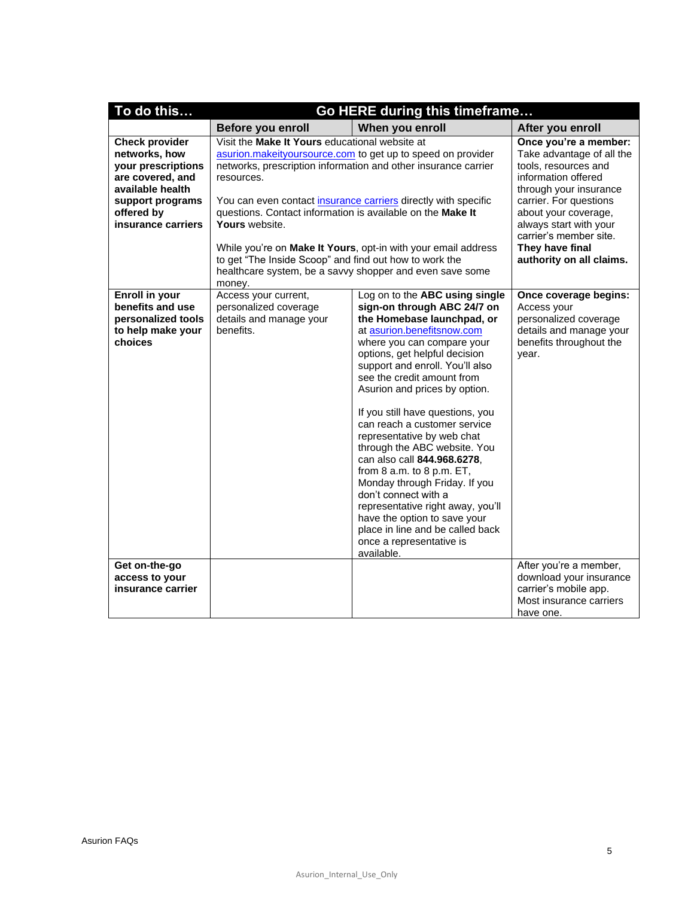| To do this… | Go HERE during this timeframe… | | |
|---|---|---|---|
| | **Before you enroll** | **When you enroll** | **After you enroll** |
| **Check provider networks, how your prescriptions are covered, and available health support programs offered by insurance carriers** | Visit the **Make It Yours** educational website at asurion.makeityoursource.com to get up to speed on provider networks, prescription information and other insurance carrier resources.<br><br>You can even contact insurance carriers directly with specific questions. Contact information is available on the **Make It Yours** website.<br><br>While you're on **Make It Yours**, opt-in with your email address to get "The Inside Scoop" and find out how to work the healthcare system, be a savvy shopper and even save some money. | | **Once you're a member:** Take advantage of all the tools, resources and information offered through your insurance carrier. For questions about your coverage, always start with your carrier's member site. **They have final authority on all claims.** |
| **Enroll in your benefits and use personalized tools to help make your choices** | Access your current, personalized coverage details and manage your benefits. | Log on to the **ABC using single sign-on through ABC 24/7 on the Homebase launchpad, or** at asurion.benefitsnow.com where you can compare your options, get helpful decision support and enroll. You'll also see the credit amount from Asurion and prices by option.<br><br>If you still have questions, you can reach a customer service representative by web chat through the ABC website. You can also call **844.968.6278**, from 8 a.m. to 8 p.m. ET, Monday through Friday. If you don't connect with a representative right away, you'll have the option to save your place in line and be called back once a representative is available. | **Once coverage begins:** Access your personalized coverage details and manage your benefits throughout the year. |
| **Get on-the-go access to your insurance carrier** | | | After you're a member, download your insurance carrier's mobile app. Most insurance carriers have one. |

Asurion FAQs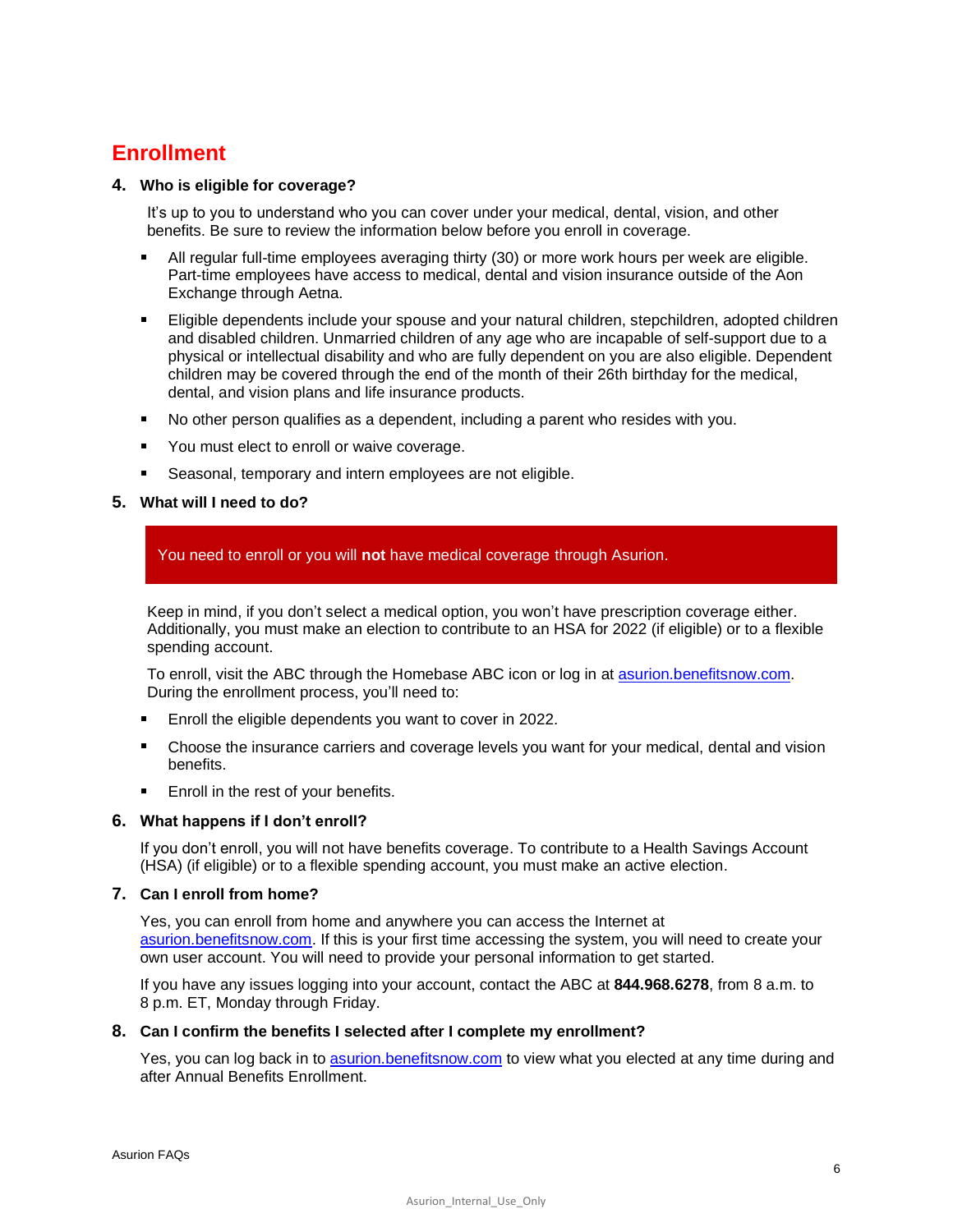## Enrollment

### 4. Who is eligible for coverage?

It's up to you to understand who you can cover under your medical, dental, vision, and other benefits. Be sure to review the information below before you enroll in coverage.

- All regular full-time employees averaging thirty (30) or more work hours per week are eligible. Part-time employees have access to medical, dental and vision insurance outside of the Aon Exchange through Aetna.
- Eligible dependents include your spouse and your natural children, stepchildren, adopted children and disabled children. Unmarried children of any age who are incapable of self-support due to a physical or intellectual disability and who are fully dependent on you are also eligible. Dependent children may be covered through the end of the month of their 26th birthday for the medical, dental, and vision plans and life insurance products.
- No other person qualifies as a dependent, including a parent who resides with you.
- You must elect to enroll or waive coverage.
- Seasonal, temporary and intern employees are not eligible.

### 5. What will I need to do?

You need to enroll or you will **not** have medical coverage through Asurion.

Keep in mind, if you don't select a medical option, you won't have prescription coverage either. Additionally, you must make an election to contribute to an HSA for 2022 (if eligible) or to a flexible spending account.

To enroll, visit the ABC through the Homebase ABC icon or log in at [asurion.benefitsnow.com](asurion.benefitsnow.com). During the enrollment process, you'll need to:

- Enroll the eligible dependents you want to cover in 2022.
- Choose the insurance carriers and coverage levels you want for your medical, dental and vision benefits.
- Enroll in the rest of your benefits.

### 6. What happens if I don't enroll?

If you don't enroll, you will not have benefits coverage. To contribute to a Health Savings Account (HSA) (if eligible) or to a flexible spending account, you must make an active election.

### 7. Can I enroll from home?

Yes, you can enroll from home and anywhere you can access the Internet at [asurion.benefitsnow.com](asurion.benefitsnow.com). If this is your first time accessing the system, you will need to create your own user account. You will need to provide your personal information to get started.

If you have any issues logging into your account, contact the ABC at **844.968.6278**, from 8 a.m. to 8 p.m. ET, Monday through Friday.

### 8. Can I confirm the benefits I selected after I complete my enrollment?

Yes, you can log back in to [asurion.benefitsnow.com](asurion.benefitsnow.com) to view what you elected at any time during and after Annual Benefits Enrollment.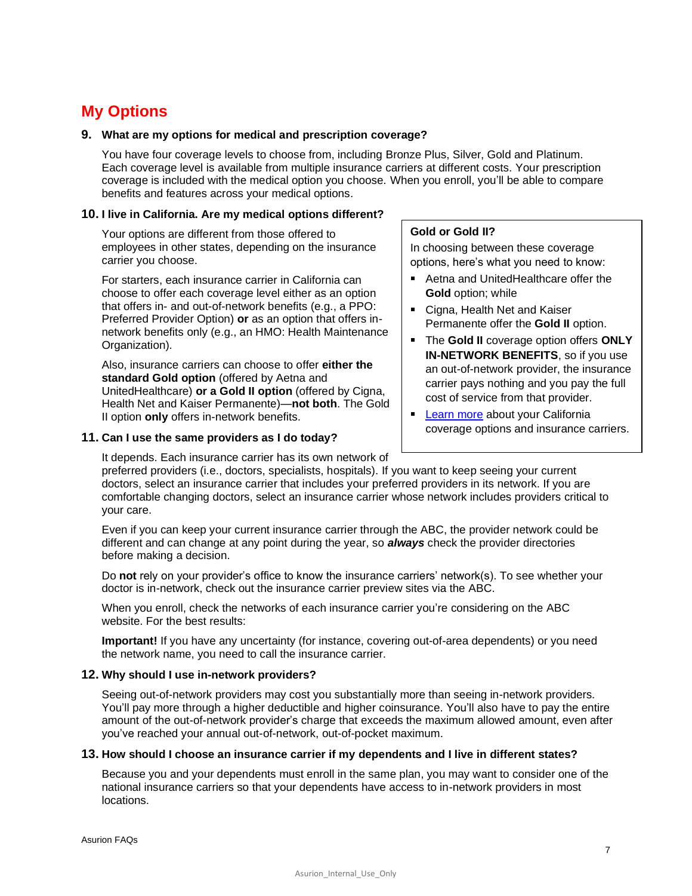## My Options

**9. What are my options for medical and prescription coverage?**

You have four coverage levels to choose from, including Bronze Plus, Silver, Gold and Platinum. Each coverage level is available from multiple insurance carriers at different costs. Your prescription coverage is included with the medical option you choose. When you enroll, you'll be able to compare benefits and features across your medical options.

**10. I live in California. Are my medical options different?**

Your options are different from those offered to employees in other states, depending on the insurance carrier you choose.

For starters, each insurance carrier in California can choose to offer each coverage level either as an option that offers in- and out-of-network benefits (e.g., a PPO: Preferred Provider Option) **or** as an option that offers in-network benefits only (e.g., an HMO: Health Maintenance Organization).

Also, insurance carriers can choose to offer **either the standard Gold option** (offered by Aetna and UnitedHealthcare) **or a Gold II option** (offered by Cigna, Health Net and Kaiser Permanente)—**not both**. The Gold II option **only** offers in-network benefits.

> **Gold or Gold II?**
>
> In choosing between these coverage options, here's what you need to know:
>
> - Aetna and UnitedHealthcare offer the **Gold** option; while
> - Cigna, Health Net and Kaiser Permanente offer the **Gold II** option.
> - The **Gold II** coverage option offers **ONLY IN-NETWORK BENEFITS**, so if you use an out-of-network provider, the insurance carrier pays nothing and you pay the full cost of service from that provider.
> - Learn more about your California coverage options and insurance carriers.

**11. Can I use the same providers as I do today?**

It depends. Each insurance carrier has its own network of preferred providers (i.e., doctors, specialists, hospitals). If you want to keep seeing your current doctors, select an insurance carrier that includes your preferred providers in its network. If you are comfortable changing doctors, select an insurance carrier whose network includes providers critical to your care.

Even if you can keep your current insurance carrier through the ABC, the provider network could be different and can change at any point during the year, so ***always*** check the provider directories before making a decision.

Do **not** rely on your provider's office to know the insurance carriers' network(s). To see whether your doctor is in-network, check out the insurance carrier preview sites via the ABC.

When you enroll, check the networks of each insurance carrier you're considering on the ABC website. For the best results:

**Important!** If you have any uncertainty (for instance, covering out-of-area dependents) or you need the network name, you need to call the insurance carrier.

**12. Why should I use in-network providers?**

Seeing out-of-network providers may cost you substantially more than seeing in-network providers. You'll pay more through a higher deductible and higher coinsurance. You'll also have to pay the entire amount of the out-of-network provider's charge that exceeds the maximum allowed amount, even after you've reached your annual out-of-network, out-of-pocket maximum.

**13. How should I choose an insurance carrier if my dependents and I live in different states?**

Because you and your dependents must enroll in the same plan, you may want to consider one of the national insurance carriers so that your dependents have access to in-network providers in most locations.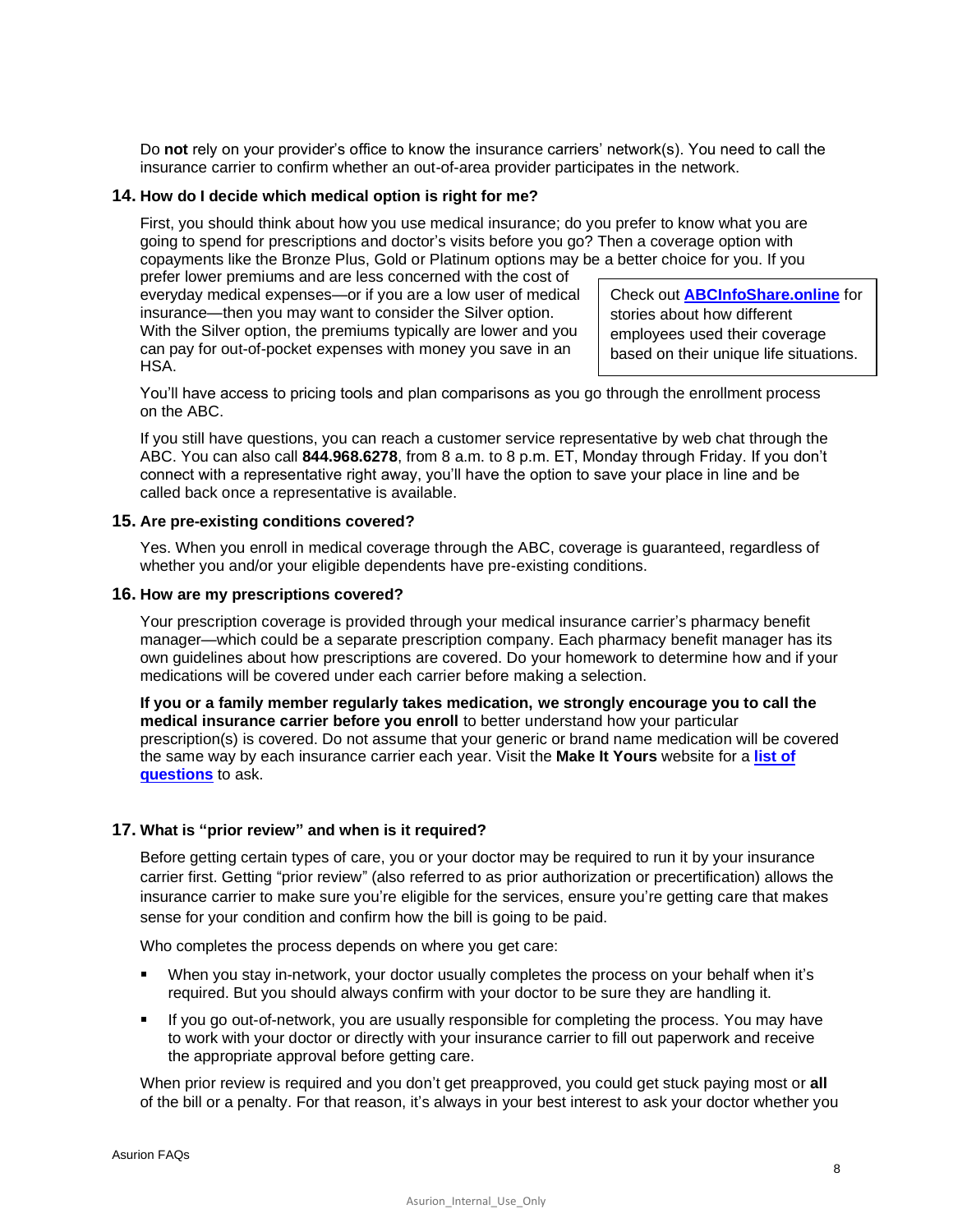Do **not** rely on your provider's office to know the insurance carriers' network(s). You need to call the insurance carrier to confirm whether an out-of-area provider participates in the network.

### 14. How do I decide which medical option is right for me?

First, you should think about how you use medical insurance; do you prefer to know what you are going to spend for prescriptions and doctor's visits before you go? Then a coverage option with copayments like the Bronze Plus, Gold or Platinum options may be a better choice for you. If you prefer lower premiums and are less concerned with the cost of everyday medical expenses—or if you are a low user of medical insurance—then you may want to consider the Silver option. With the Silver option, the premiums typically are lower and you can pay for out-of-pocket expenses with money you save in an HSA.

> Check out **ABCInfoShare.online** for stories about how different employees used their coverage based on their unique life situations.

You'll have access to pricing tools and plan comparisons as you go through the enrollment process on the ABC.

If you still have questions, you can reach a customer service representative by web chat through the ABC. You can also call **844.968.6278**, from 8 a.m. to 8 p.m. ET, Monday through Friday. If you don't connect with a representative right away, you'll have the option to save your place in line and be called back once a representative is available.

### 15. Are pre-existing conditions covered?

Yes. When you enroll in medical coverage through the ABC, coverage is guaranteed, regardless of whether you and/or your eligible dependents have pre-existing conditions.

### 16. How are my prescriptions covered?

Your prescription coverage is provided through your medical insurance carrier's pharmacy benefit manager—which could be a separate prescription company. Each pharmacy benefit manager has its own guidelines about how prescriptions are covered. Do your homework to determine how and if your medications will be covered under each carrier before making a selection.

**If you or a family member regularly takes medication, we strongly encourage you to call the medical insurance carrier before you enroll** to better understand how your particular prescription(s) is covered. Do not assume that your generic or brand name medication will be covered the same way by each insurance carrier each year. Visit the **Make It Yours** website for a **list of questions** to ask.

### 17. What is "prior review" and when is it required?

Before getting certain types of care, you or your doctor may be required to run it by your insurance carrier first. Getting "prior review" (also referred to as prior authorization or precertification) allows the insurance carrier to make sure you're eligible for the services, ensure you're getting care that makes sense for your condition and confirm how the bill is going to be paid.

Who completes the process depends on where you get care:

- When you stay in-network, your doctor usually completes the process on your behalf when it's required. But you should always confirm with your doctor to be sure they are handling it.
- If you go out-of-network, you are usually responsible for completing the process. You may have to work with your doctor or directly with your insurance carrier to fill out paperwork and receive the appropriate approval before getting care.

When prior review is required and you don't get preapproved, you could get stuck paying most or **all** of the bill or a penalty. For that reason, it's always in your best interest to ask your doctor whether you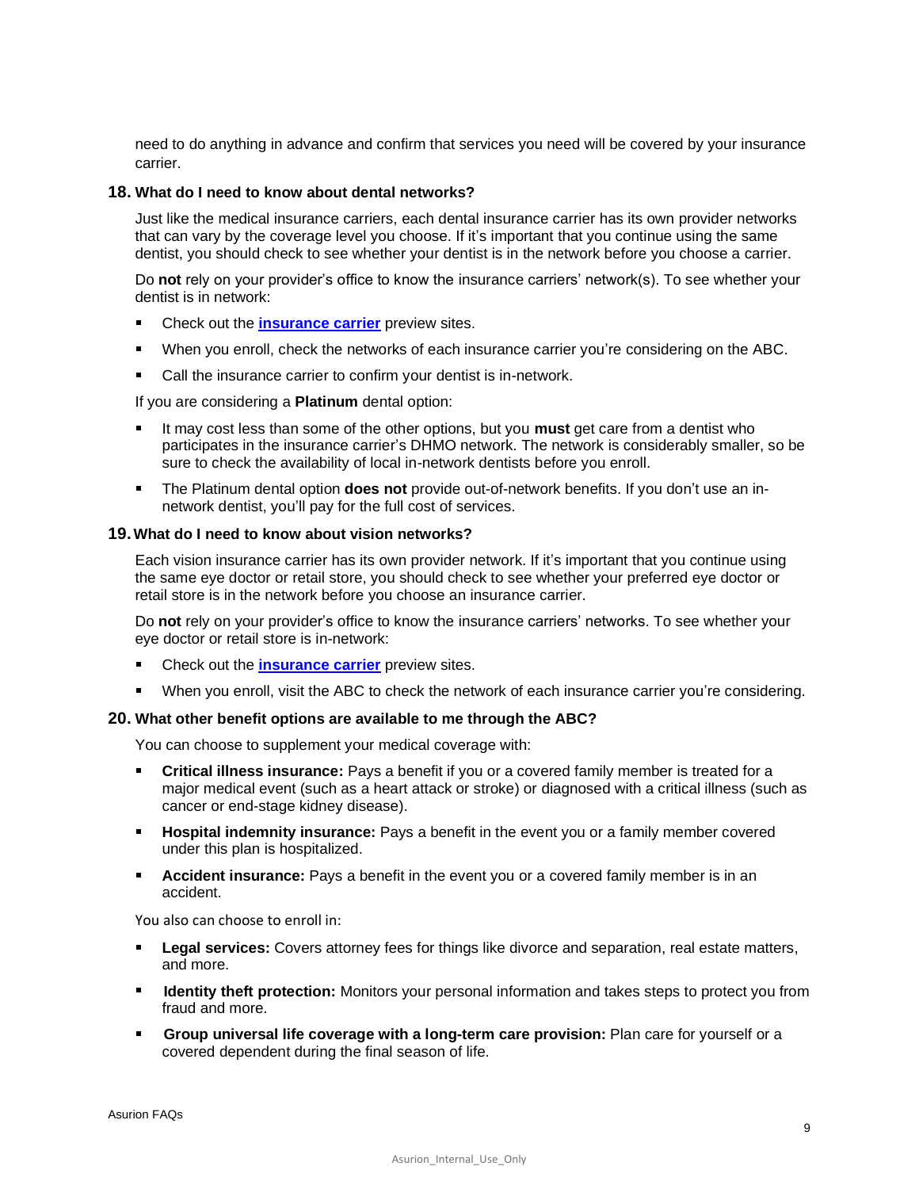need to do anything in advance and confirm that services you need will be covered by your insurance carrier.

### 18. What do I need to know about dental networks?

Just like the medical insurance carriers, each dental insurance carrier has its own provider networks that can vary by the coverage level you choose. If it's important that you continue using the same dentist, you should check to see whether your dentist is in the network before you choose a carrier.

Do **not** rely on your provider's office to know the insurance carriers' network(s). To see whether your dentist is in network:

- Check out the **insurance carrier** preview sites.
- When you enroll, check the networks of each insurance carrier you're considering on the ABC.
- Call the insurance carrier to confirm your dentist is in-network.

If you are considering a **Platinum** dental option:

- It may cost less than some of the other options, but you **must** get care from a dentist who participates in the insurance carrier's DHMO network. The network is considerably smaller, so be sure to check the availability of local in-network dentists before you enroll.
- The Platinum dental option **does not** provide out-of-network benefits. If you don't use an in-network dentist, you'll pay for the full cost of services.

### 19. What do I need to know about vision networks?

Each vision insurance carrier has its own provider network. If it's important that you continue using the same eye doctor or retail store, you should check to see whether your preferred eye doctor or retail store is in the network before you choose an insurance carrier.

Do **not** rely on your provider's office to know the insurance carriers' networks. To see whether your eye doctor or retail store is in-network:

- Check out the **insurance carrier** preview sites.
- When you enroll, visit the ABC to check the network of each insurance carrier you're considering.

### 20. What other benefit options are available to me through the ABC?

You can choose to supplement your medical coverage with:

- **Critical illness insurance:** Pays a benefit if you or a covered family member is treated for a major medical event (such as a heart attack or stroke) or diagnosed with a critical illness (such as cancer or end-stage kidney disease).
- **Hospital indemnity insurance:** Pays a benefit in the event you or a family member covered under this plan is hospitalized.
- **Accident insurance:** Pays a benefit in the event you or a covered family member is in an accident.

You also can choose to enroll in:

- **Legal services:** Covers attorney fees for things like divorce and separation, real estate matters, and more.
- **Identity theft protection:** Monitors your personal information and takes steps to protect you from fraud and more.
- **Group universal life coverage with a long-term care provision:** Plan care for yourself or a covered dependent during the final season of life.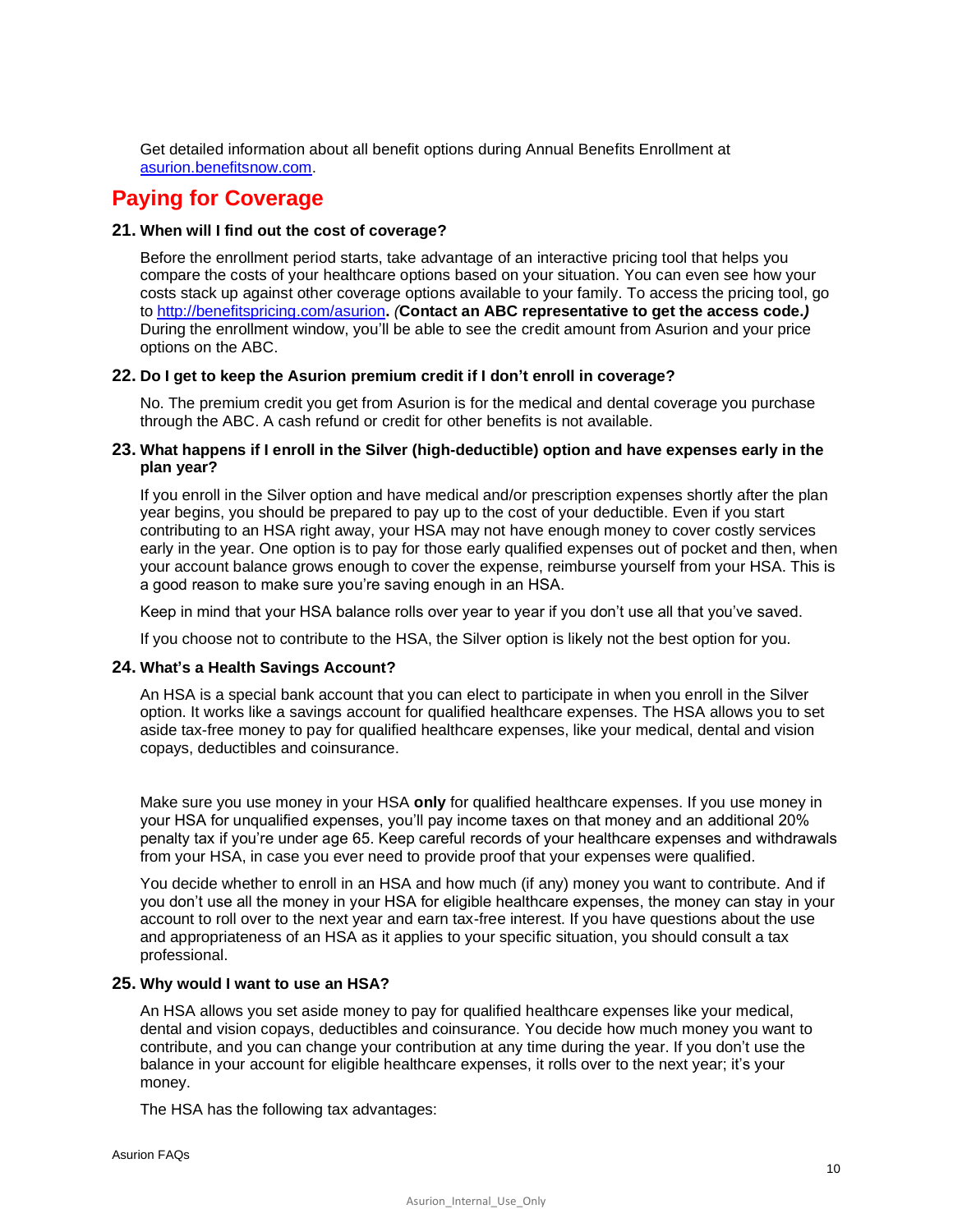Get detailed information about all benefit options during Annual Benefits Enrollment at [asurion.benefitsnow.com](asurion.benefitsnow.com).

## Paying for Coverage

**21. When will I find out the cost of coverage?**

Before the enrollment period starts, take advantage of an interactive pricing tool that helps you compare the costs of your healthcare options based on your situation. You can even see how your costs stack up against other coverage options available to your family. To access the pricing tool, go to [http://benefitspricing.com/asurion](http://benefitspricing.com/asurion). ***(*Contact an ABC representative to get the access code.*)*** During the enrollment window, you'll be able to see the credit amount from Asurion and your price options on the ABC.

**22. Do I get to keep the Asurion premium credit if I don't enroll in coverage?**

No. The premium credit you get from Asurion is for the medical and dental coverage you purchase through the ABC. A cash refund or credit for other benefits is not available.

**23. What happens if I enroll in the Silver (high-deductible) option and have expenses early in the plan year?**

If you enroll in the Silver option and have medical and/or prescription expenses shortly after the plan year begins, you should be prepared to pay up to the cost of your deductible. Even if you start contributing to an HSA right away, your HSA may not have enough money to cover costly services early in the year. One option is to pay for those early qualified expenses out of pocket and then, when your account balance grows enough to cover the expense, reimburse yourself from your HSA. This is a good reason to make sure you're saving enough in an HSA.

Keep in mind that your HSA balance rolls over year to year if you don't use all that you've saved.

If you choose not to contribute to the HSA, the Silver option is likely not the best option for you.

**24. What's a Health Savings Account?**

An HSA is a special bank account that you can elect to participate in when you enroll in the Silver option. It works like a savings account for qualified healthcare expenses. The HSA allows you to set aside tax-free money to pay for qualified healthcare expenses, like your medical, dental and vision copays, deductibles and coinsurance.

Make sure you use money in your HSA **only** for qualified healthcare expenses. If you use money in your HSA for unqualified expenses, you'll pay income taxes on that money and an additional 20% penalty tax if you're under age 65. Keep careful records of your healthcare expenses and withdrawals from your HSA, in case you ever need to provide proof that your expenses were qualified.

You decide whether to enroll in an HSA and how much (if any) money you want to contribute. And if you don't use all the money in your HSA for eligible healthcare expenses, the money can stay in your account to roll over to the next year and earn tax-free interest. If you have questions about the use and appropriateness of an HSA as it applies to your specific situation, you should consult a tax professional.

**25. Why would I want to use an HSA?**

An HSA allows you set aside money to pay for qualified healthcare expenses like your medical, dental and vision copays, deductibles and coinsurance. You decide how much money you want to contribute, and you can change your contribution at any time during the year. If you don't use the balance in your account for eligible healthcare expenses, it rolls over to the next year; it's your money.

The HSA has the following tax advantages: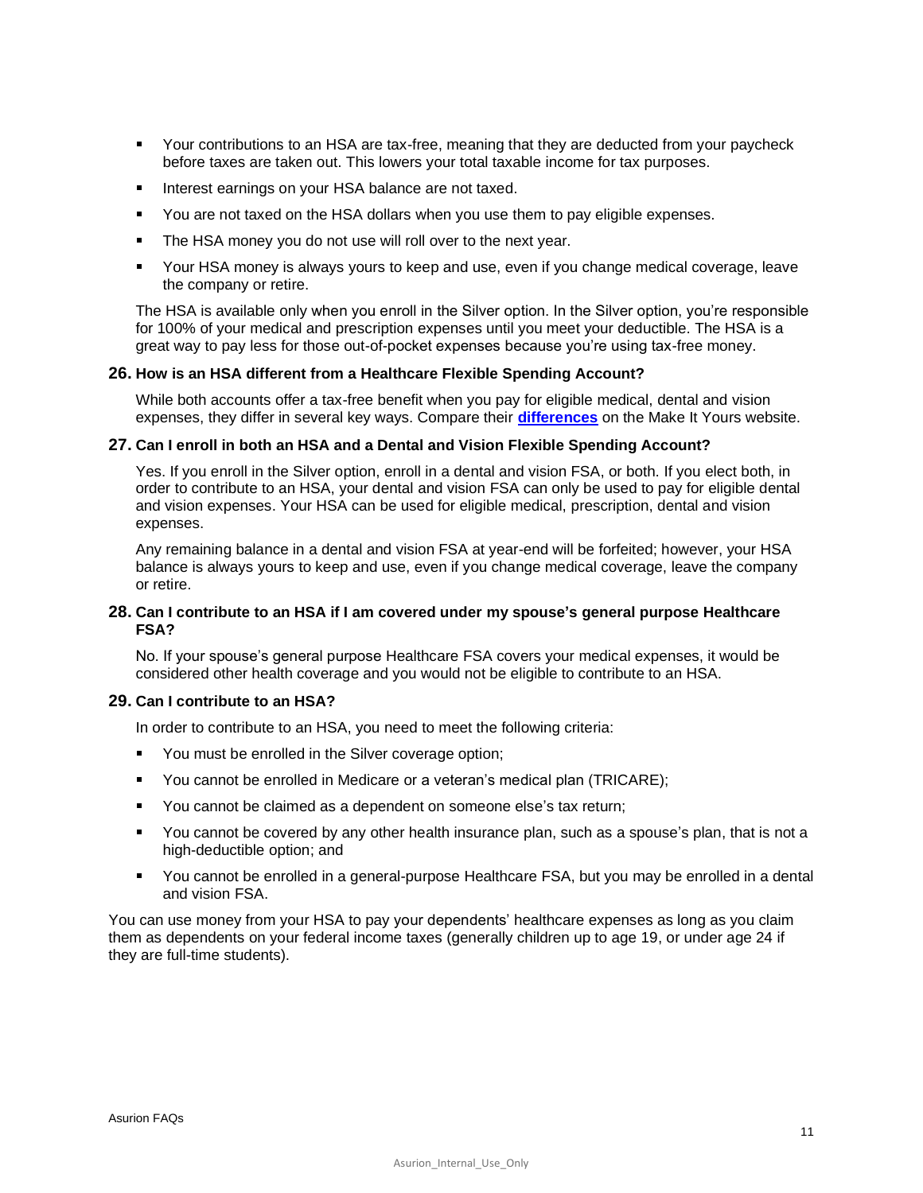- Your contributions to an HSA are tax-free, meaning that they are deducted from your paycheck before taxes are taken out. This lowers your total taxable income for tax purposes.
- Interest earnings on your HSA balance are not taxed.
- You are not taxed on the HSA dollars when you use them to pay eligible expenses.
- The HSA money you do not use will roll over to the next year.
- Your HSA money is always yours to keep and use, even if you change medical coverage, leave the company or retire.

The HSA is available only when you enroll in the Silver option. In the Silver option, you're responsible for 100% of your medical and prescription expenses until you meet your deductible. The HSA is a great way to pay less for those out-of-pocket expenses because you're using tax-free money.

### 26. How is an HSA different from a Healthcare Flexible Spending Account?

While both accounts offer a tax-free benefit when you pay for eligible medical, dental and vision expenses, they differ in several key ways. Compare their **differences** on the Make It Yours website.

### 27. Can I enroll in both an HSA and a Dental and Vision Flexible Spending Account?

Yes. If you enroll in the Silver option, enroll in a dental and vision FSA, or both. If you elect both, in order to contribute to an HSA, your dental and vision FSA can only be used to pay for eligible dental and vision expenses. Your HSA can be used for eligible medical, prescription, dental and vision expenses.

Any remaining balance in a dental and vision FSA at year-end will be forfeited; however, your HSA balance is always yours to keep and use, even if you change medical coverage, leave the company or retire.

### 28. Can I contribute to an HSA if I am covered under my spouse's general purpose Healthcare FSA?

No. If your spouse's general purpose Healthcare FSA covers your medical expenses, it would be considered other health coverage and you would not be eligible to contribute to an HSA.

### 29. Can I contribute to an HSA?

In order to contribute to an HSA, you need to meet the following criteria:

- You must be enrolled in the Silver coverage option;
- You cannot be enrolled in Medicare or a veteran's medical plan (TRICARE);
- You cannot be claimed as a dependent on someone else's tax return;
- You cannot be covered by any other health insurance plan, such as a spouse's plan, that is not a high-deductible option; and
- You cannot be enrolled in a general-purpose Healthcare FSA, but you may be enrolled in a dental and vision FSA.

You can use money from your HSA to pay your dependents' healthcare expenses as long as you claim them as dependents on your federal income taxes (generally children up to age 19, or under age 24 if they are full-time students).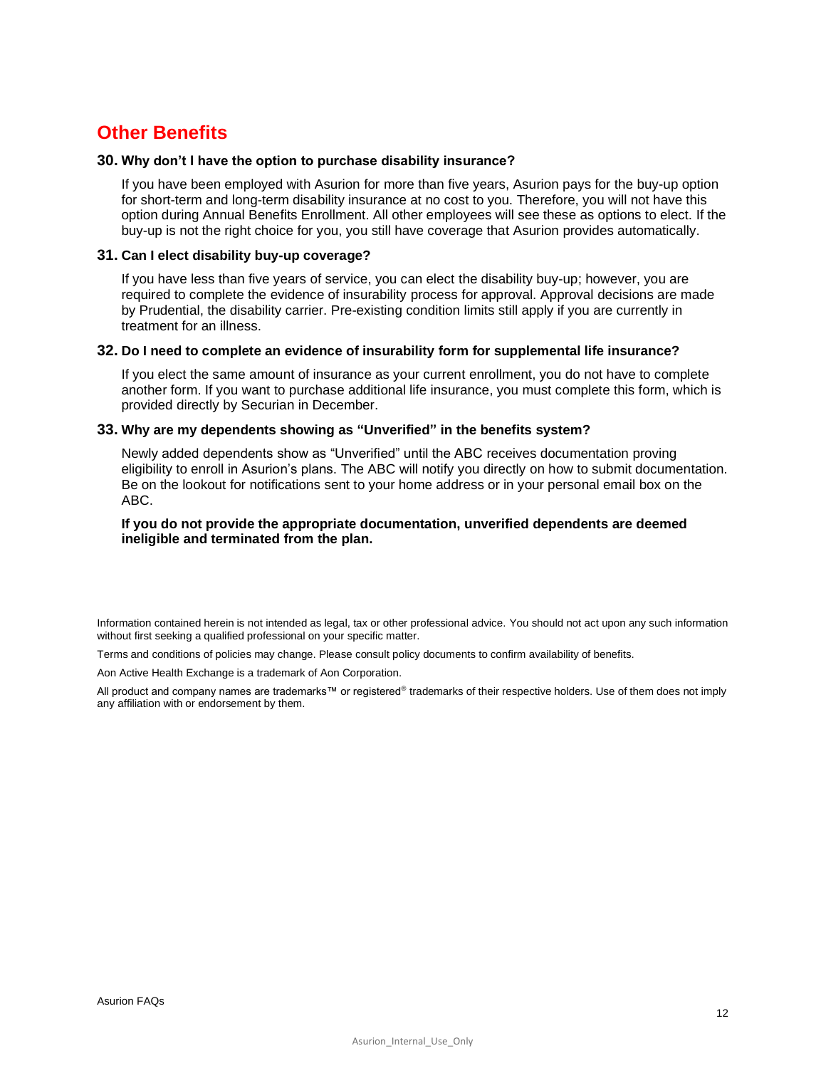## Other Benefits

### 30. Why don't I have the option to purchase disability insurance?

If you have been employed with Asurion for more than five years, Asurion pays for the buy-up option for short-term and long-term disability insurance at no cost to you. Therefore, you will not have this option during Annual Benefits Enrollment. All other employees will see these as options to elect. If the buy-up is not the right choice for you, you still have coverage that Asurion provides automatically.

### 31. Can I elect disability buy-up coverage?

If you have less than five years of service, you can elect the disability buy-up; however, you are required to complete the evidence of insurability process for approval. Approval decisions are made by Prudential, the disability carrier. Pre-existing condition limits still apply if you are currently in treatment for an illness.

### 32. Do I need to complete an evidence of insurability form for supplemental life insurance?

If you elect the same amount of insurance as your current enrollment, you do not have to complete another form. If you want to purchase additional life insurance, you must complete this form, which is provided directly by Securian in December.

### 33. Why are my dependents showing as "Unverified" in the benefits system?

Newly added dependents show as "Unverified" until the ABC receives documentation proving eligibility to enroll in Asurion's plans. The ABC will notify you directly on how to submit documentation. Be on the lookout for notifications sent to your home address or in your personal email box on the ABC.

**If you do not provide the appropriate documentation, unverified dependents are deemed ineligible and terminated from the plan.**

Information contained herein is not intended as legal, tax or other professional advice. You should not act upon any such information without first seeking a qualified professional on your specific matter.

Terms and conditions of policies may change. Please consult policy documents to confirm availability of benefits.

Aon Active Health Exchange is a trademark of Aon Corporation.

All product and company names are trademarks™ or registered® trademarks of their respective holders. Use of them does not imply any affiliation with or endorsement by them.